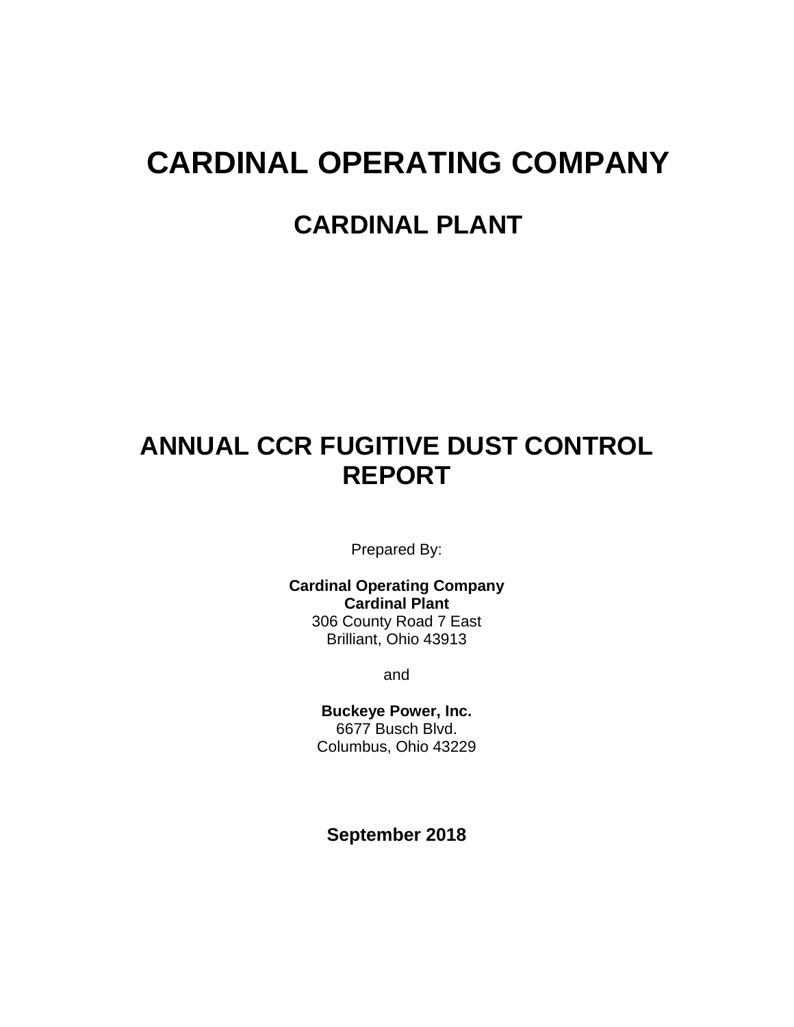# CARDINAL OPERATING COMPANY

## CARDINAL PLANT

# ANNUAL CCR FUGITIVE DUST CONTROL REPORT

Prepared By:

**Cardinal Operating Company**
**Cardinal Plant**
306 County Road 7 East
Brilliant, Ohio 43913

and

**Buckeye Power, Inc.**
6677 Busch Blvd.
Columbus, Ohio 43229

**September 2018**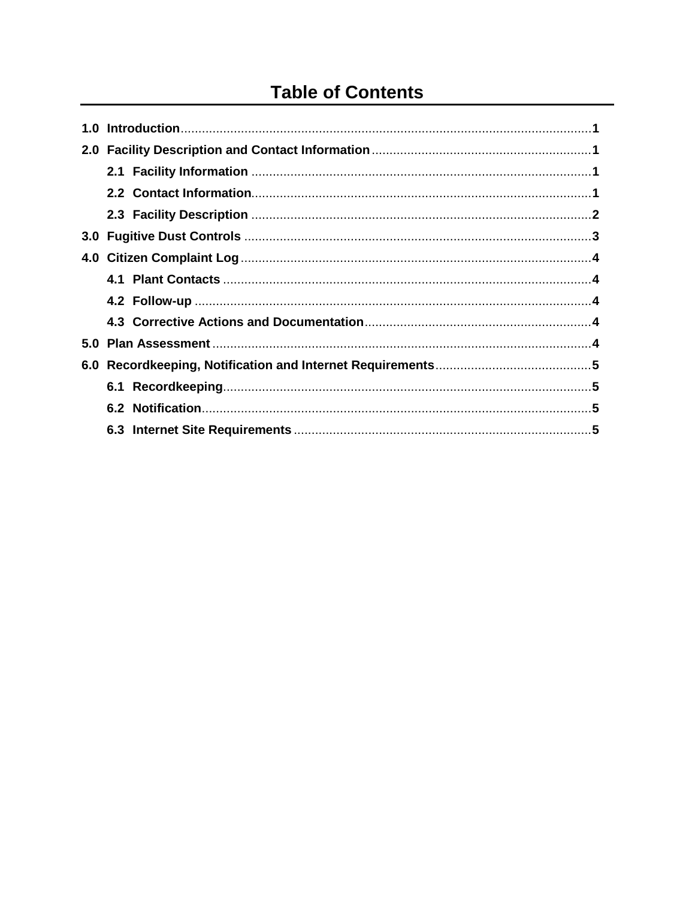# Table of Contents

**1.0 Introduction** .......... 1

**2.0 Facility Description and Contact Information** .......... 1

- **2.1 Facility Information** .......... 1
- **2.2 Contact Information** .......... 1
- **2.3 Facility Description** .......... 2

**3.0 Fugitive Dust Controls** .......... 3

**4.0 Citizen Complaint Log** .......... 4

- **4.1 Plant Contacts** .......... 4
- **4.2 Follow-up** .......... 4
- **4.3 Corrective Actions and Documentation** .......... 4

**5.0 Plan Assessment** .......... 4

**6.0 Recordkeeping, Notification and Internet Requirements** .......... 5

- **6.1 Recordkeeping** .......... 5
- **6.2 Notification** .......... 5
- **6.3 Internet Site Requirements** .......... 5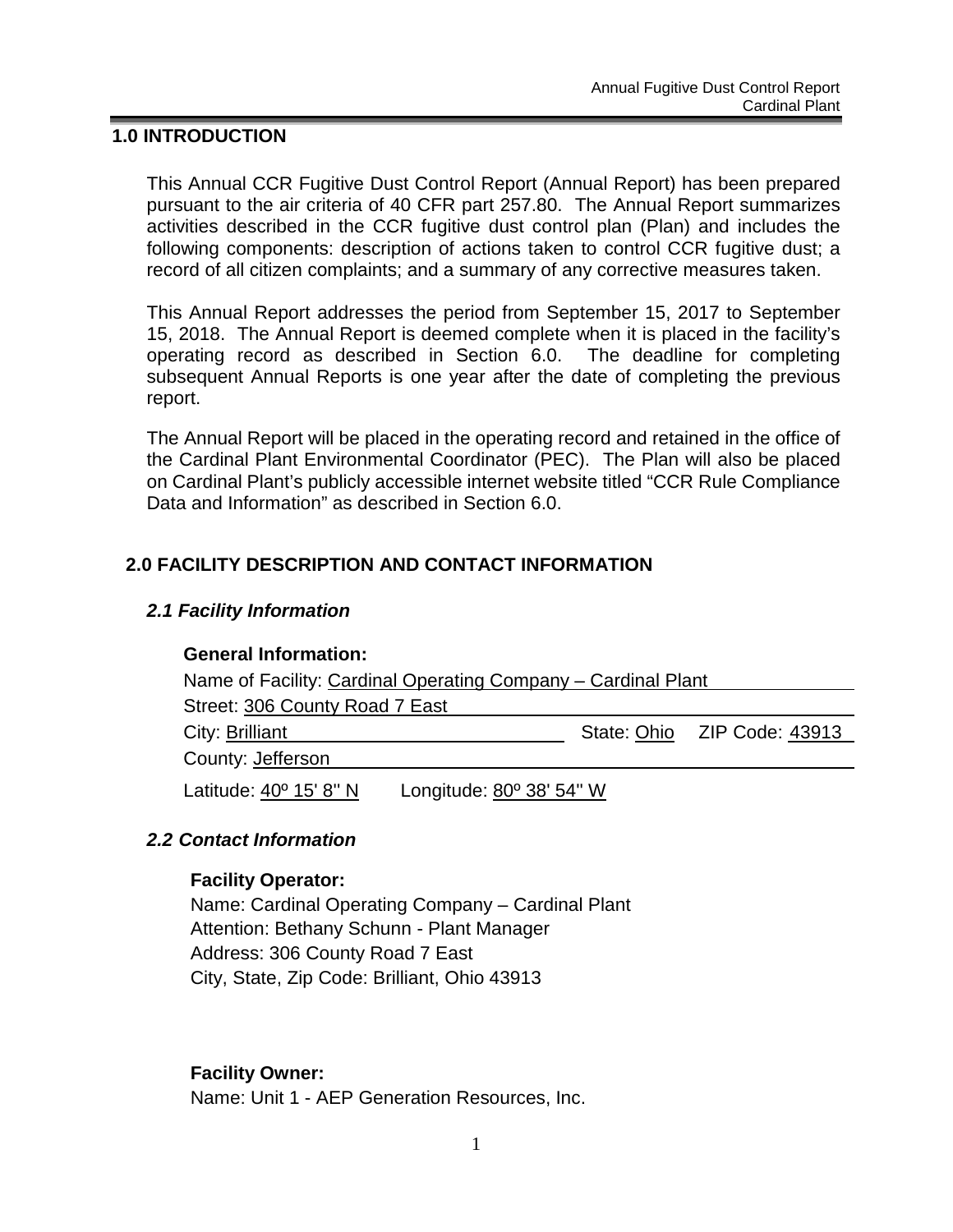# 1.0 INTRODUCTION

This Annual CCR Fugitive Dust Control Report (Annual Report) has been prepared pursuant to the air criteria of 40 CFR part 257.80. The Annual Report summarizes activities described in the CCR fugitive dust control plan (Plan) and includes the following components: description of actions taken to control CCR fugitive dust; a record of all citizen complaints; and a summary of any corrective measures taken.

This Annual Report addresses the period from September 15, 2017 to September 15, 2018. The Annual Report is deemed complete when it is placed in the facility's operating record as described in Section 6.0. The deadline for completing subsequent Annual Reports is one year after the date of completing the previous report.

The Annual Report will be placed in the operating record and retained in the office of the Cardinal Plant Environmental Coordinator (PEC). The Plan will also be placed on Cardinal Plant's publicly accessible internet website titled "CCR Rule Compliance Data and Information" as described in Section 6.0.

# 2.0 FACILITY DESCRIPTION AND CONTACT INFORMATION

## *2.1 Facility Information*

**General Information:**

Name of Facility: Cardinal Operating Company – Cardinal Plant

Street: 306 County Road 7 East

City: Brilliant State: Ohio ZIP Code: 43913

County: Jefferson

Latitude: 40º 15' 8" N Longitude: 80º 38' 54" W

## *2.2 Contact Information*

**Facility Operator:**

Name: Cardinal Operating Company – Cardinal Plant
Attention: Bethany Schunn - Plant Manager
Address: 306 County Road 7 East
City, State, Zip Code: Brilliant, Ohio 43913

**Facility Owner:**

Name: Unit 1 - AEP Generation Resources, Inc.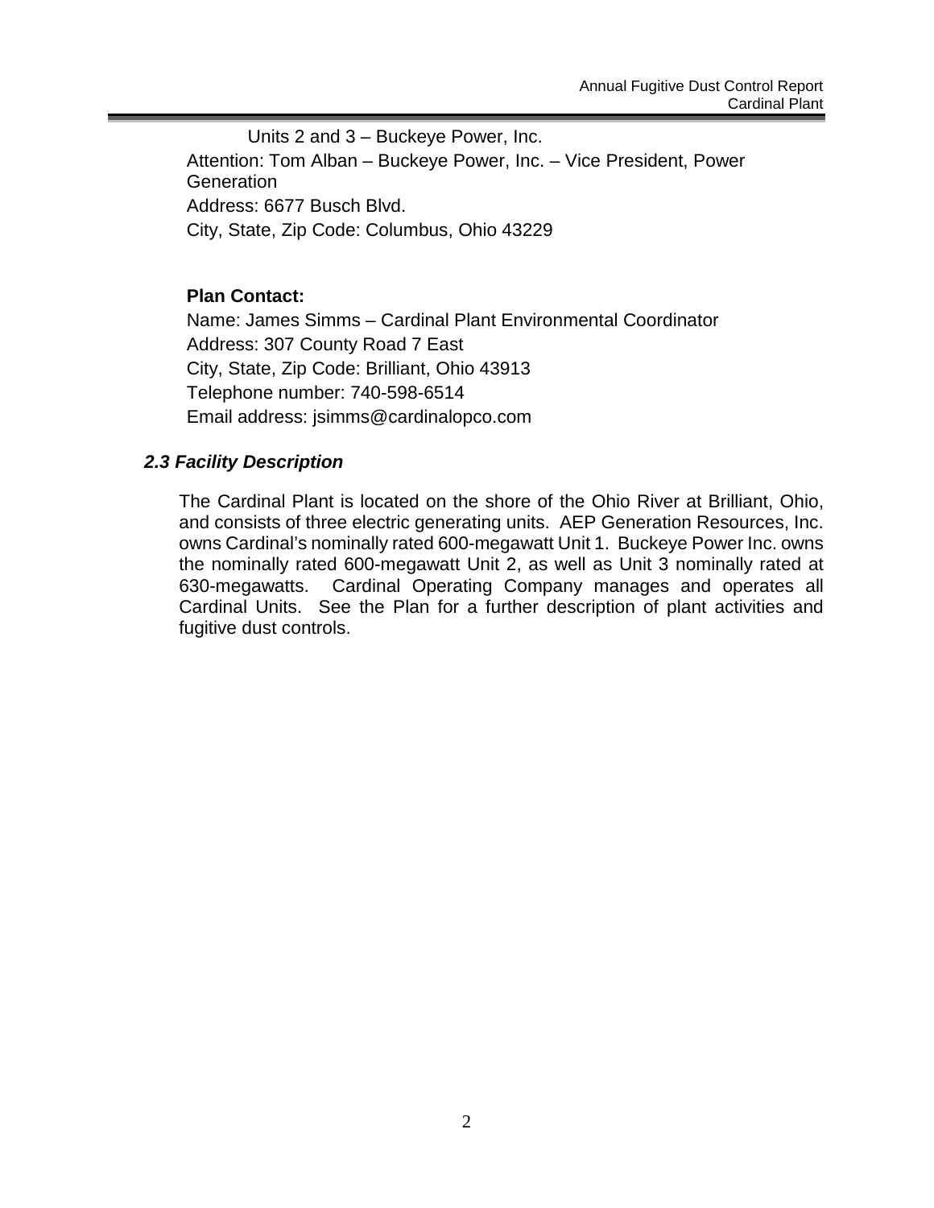Units 2 and 3 – Buckeye Power, Inc.

Attention: Tom Alban – Buckeye Power, Inc. – Vice President, Power Generation

Address: 6677 Busch Blvd.

City, State, Zip Code: Columbus, Ohio 43229

**Plan Contact:**

Name: James Simms – Cardinal Plant Environmental Coordinator

Address: 307 County Road 7 East

City, State, Zip Code: Brilliant, Ohio 43913

Telephone number: 740-598-6514

Email address: jsimms@cardinalopco.com

### *2.3 Facility Description*

The Cardinal Plant is located on the shore of the Ohio River at Brilliant, Ohio, and consists of three electric generating units. AEP Generation Resources, Inc. owns Cardinal's nominally rated 600-megawatt Unit 1. Buckeye Power Inc. owns the nominally rated 600-megawatt Unit 2, as well as Unit 3 nominally rated at 630-megawatts. Cardinal Operating Company manages and operates all Cardinal Units. See the Plan for a further description of plant activities and fugitive dust controls.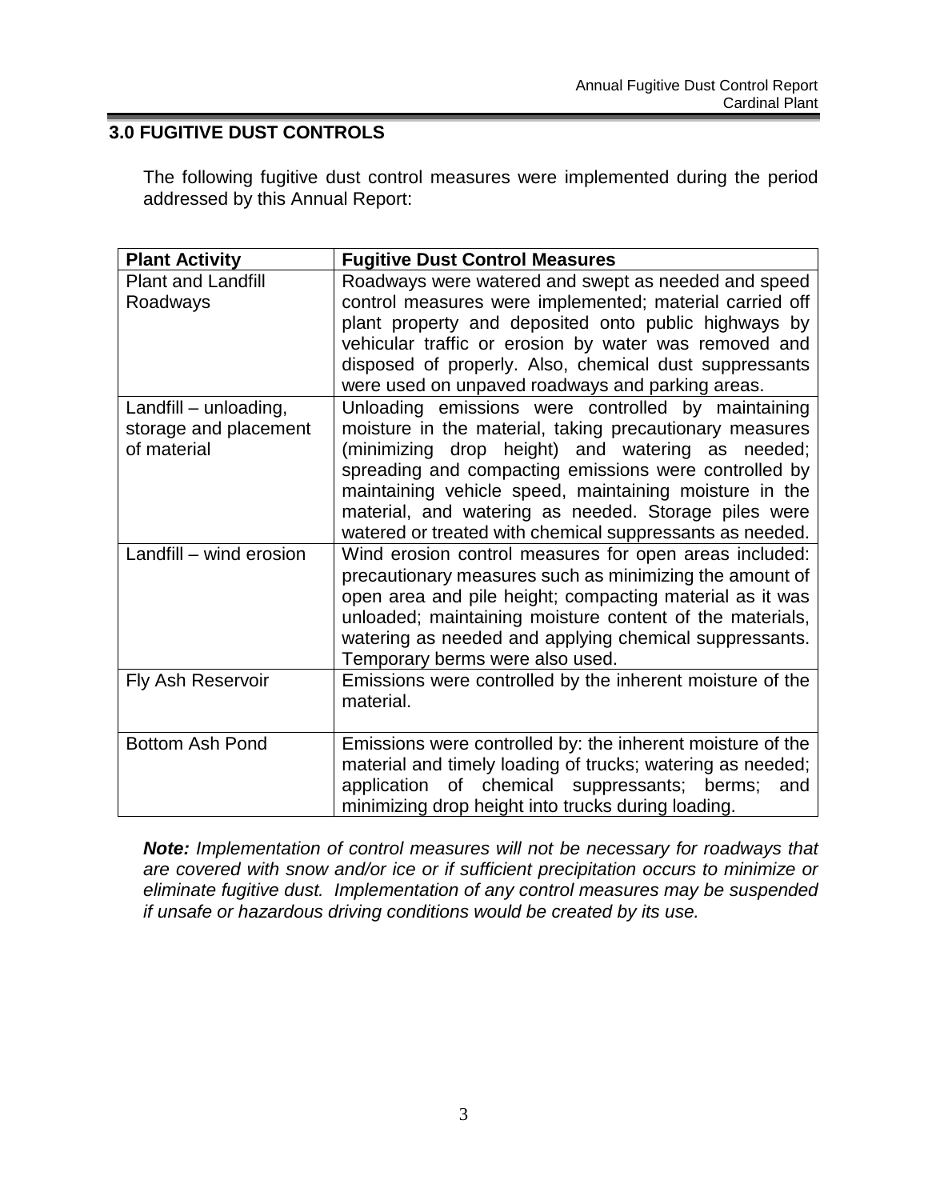## 3.0 FUGITIVE DUST CONTROLS

The following fugitive dust control measures were implemented during the period addressed by this Annual Report:

| Plant Activity | Fugitive Dust Control Measures |
|---|---|
| Plant and Landfill Roadways | Roadways were watered and swept as needed and speed control measures were implemented; material carried off plant property and deposited onto public highways by vehicular traffic or erosion by water was removed and disposed of properly. Also, chemical dust suppressants were used on unpaved roadways and parking areas. |
| Landfill – unloading, storage and placement of material | Unloading emissions were controlled by maintaining moisture in the material, taking precautionary measures (minimizing drop height) and watering as needed; spreading and compacting emissions were controlled by maintaining vehicle speed, maintaining moisture in the material, and watering as needed. Storage piles were watered or treated with chemical suppressants as needed. |
| Landfill – wind erosion | Wind erosion control measures for open areas included: precautionary measures such as minimizing the amount of open area and pile height; compacting material as it was unloaded; maintaining moisture content of the materials, watering as needed and applying chemical suppressants. Temporary berms were also used. |
| Fly Ash Reservoir | Emissions were controlled by the inherent moisture of the material. |
| Bottom Ash Pond | Emissions were controlled by: the inherent moisture of the material and timely loading of trucks; watering as needed; application of chemical suppressants; berms; and minimizing drop height into trucks during loading. |

***Note:*** *Implementation of control measures will not be necessary for roadways that are covered with snow and/or ice or if sufficient precipitation occurs to minimize or eliminate fugitive dust. Implementation of any control measures may be suspended if unsafe or hazardous driving conditions would be created by its use.*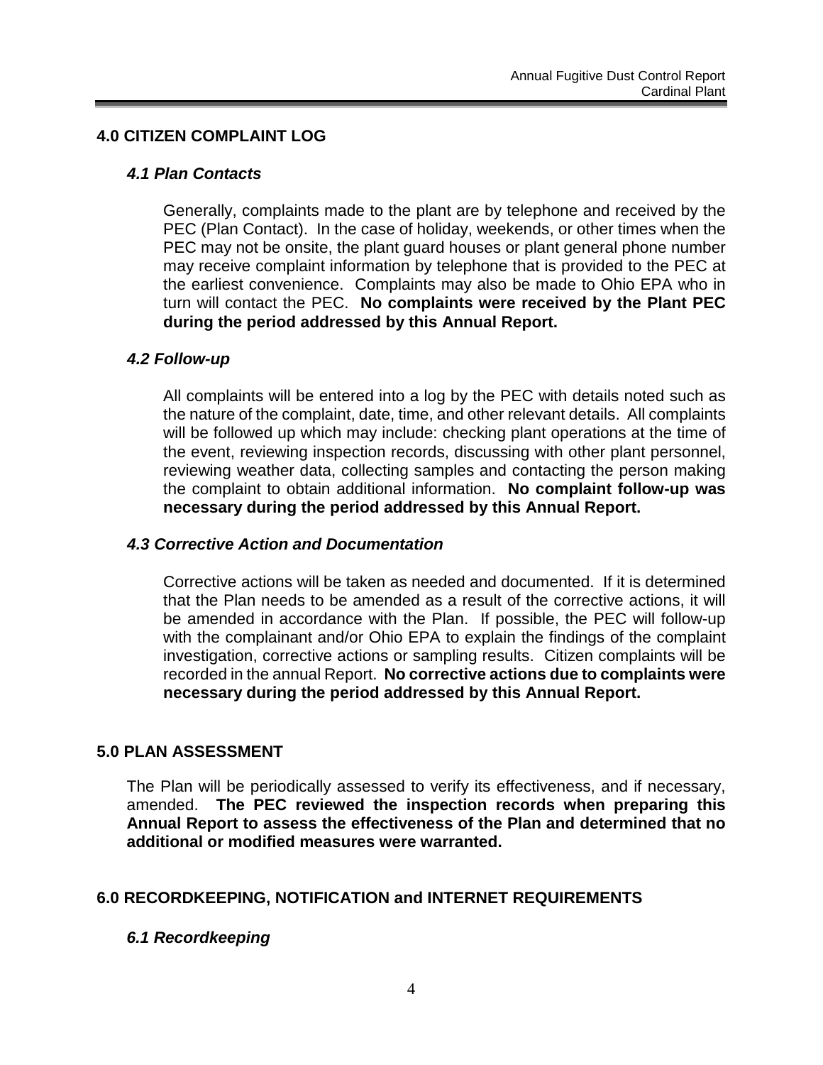## 4.0 CITIZEN COMPLAINT LOG

### *4.1 Plan Contacts*

Generally, complaints made to the plant are by telephone and received by the PEC (Plan Contact). In the case of holiday, weekends, or other times when the PEC may not be onsite, the plant guard houses or plant general phone number may receive complaint information by telephone that is provided to the PEC at the earliest convenience. Complaints may also be made to Ohio EPA who in turn will contact the PEC. **No complaints were received by the Plant PEC during the period addressed by this Annual Report.**

### *4.2 Follow-up*

All complaints will be entered into a log by the PEC with details noted such as the nature of the complaint, date, time, and other relevant details. All complaints will be followed up which may include: checking plant operations at the time of the event, reviewing inspection records, discussing with other plant personnel, reviewing weather data, collecting samples and contacting the person making the complaint to obtain additional information. **No complaint follow-up was necessary during the period addressed by this Annual Report.**

### *4.3 Corrective Action and Documentation*

Corrective actions will be taken as needed and documented. If it is determined that the Plan needs to be amended as a result of the corrective actions, it will be amended in accordance with the Plan. If possible, the PEC will follow-up with the complainant and/or Ohio EPA to explain the findings of the complaint investigation, corrective actions or sampling results. Citizen complaints will be recorded in the annual Report. **No corrective actions due to complaints were necessary during the period addressed by this Annual Report.**

## 5.0 PLAN ASSESSMENT

The Plan will be periodically assessed to verify its effectiveness, and if necessary, amended. **The PEC reviewed the inspection records when preparing this Annual Report to assess the effectiveness of the Plan and determined that no additional or modified measures were warranted.**

## 6.0 RECORDKEEPING, NOTIFICATION and INTERNET REQUIREMENTS

### *6.1 Recordkeeping*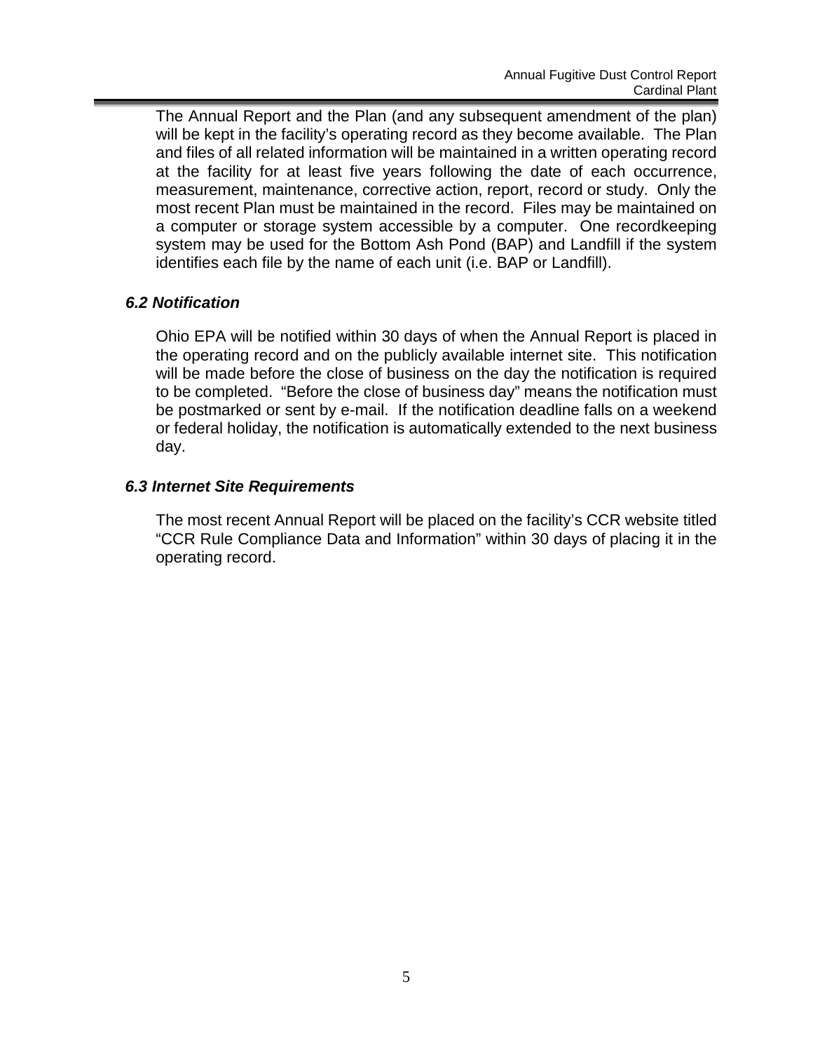The Annual Report and the Plan (and any subsequent amendment of the plan) will be kept in the facility's operating record as they become available. The Plan and files of all related information will be maintained in a written operating record at the facility for at least five years following the date of each occurrence, measurement, maintenance, corrective action, report, record or study. Only the most recent Plan must be maintained in the record. Files may be maintained on a computer or storage system accessible by a computer. One recordkeeping system may be used for the Bottom Ash Pond (BAP) and Landfill if the system identifies each file by the name of each unit (i.e. BAP or Landfill).

### *6.2 Notification*

Ohio EPA will be notified within 30 days of when the Annual Report is placed in the operating record and on the publicly available internet site. This notification will be made before the close of business on the day the notification is required to be completed. "Before the close of business day" means the notification must be postmarked or sent by e-mail. If the notification deadline falls on a weekend or federal holiday, the notification is automatically extended to the next business day.

### *6.3 Internet Site Requirements*

The most recent Annual Report will be placed on the facility's CCR website titled "CCR Rule Compliance Data and Information" within 30 days of placing it in the operating record.